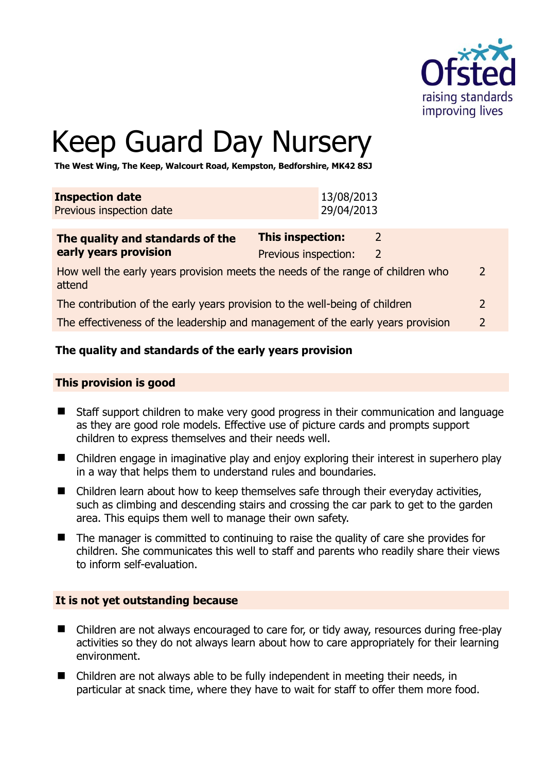# Keep Guard Day Nursery

**The West Wing, The Keep, Walcourt Road, Kempston, Bedforshire, MK42 8SJ**

| **Inspection date** | 13/08/2013 |
| --- | --- |
| Previous inspection date | 29/04/2013 |

| **The quality and standards of the early years provision** | **This inspection:** 2 | |
| --- | --- | --- |
| | Previous inspection: 2 | |
| How well the early years provision meets the needs of the range of children who attend | | 2 |
| The contribution of the early years provision to the well-being of children | | 2 |
| The effectiveness of the leadership and management of the early years provision | | 2 |

### The quality and standards of the early years provision

#### This provision is good

- Staff support children to make very good progress in their communication and language as they are good role models. Effective use of picture cards and prompts support children to express themselves and their needs well.
- Children engage in imaginative play and enjoy exploring their interest in superhero play in a way that helps them to understand rules and boundaries.
- Children learn about how to keep themselves safe through their everyday activities, such as climbing and descending stairs and crossing the car park to get to the garden area. This equips them well to manage their own safety.
- The manager is committed to continuing to raise the quality of care she provides for children. She communicates this well to staff and parents who readily share their views to inform self-evaluation.

#### It is not yet outstanding because

- Children are not always encouraged to care for, or tidy away, resources during free-play activities so they do not always learn about how to care appropriately for their learning environment.
- Children are not always able to be fully independent in meeting their needs, in particular at snack time, where they have to wait for staff to offer them more food.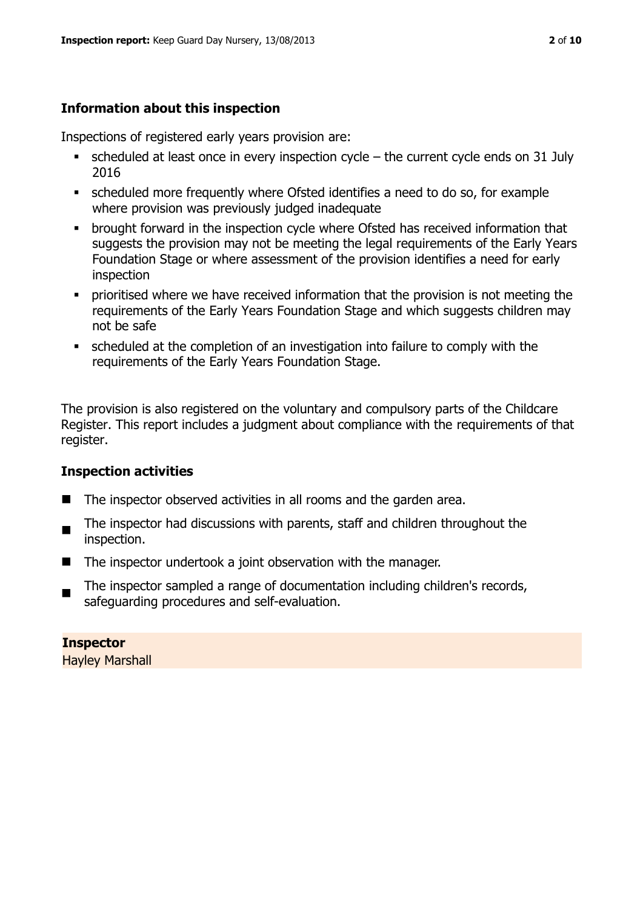## Information about this inspection

Inspections of registered early years provision are:

- scheduled at least once in every inspection cycle – the current cycle ends on 31 July 2016
- scheduled more frequently where Ofsted identifies a need to do so, for example where provision was previously judged inadequate
- brought forward in the inspection cycle where Ofsted has received information that suggests the provision may not be meeting the legal requirements of the Early Years Foundation Stage or where assessment of the provision identifies a need for early inspection
- prioritised where we have received information that the provision is not meeting the requirements of the Early Years Foundation Stage and which suggests children may not be safe
- scheduled at the completion of an investigation into failure to comply with the requirements of the Early Years Foundation Stage.

The provision is also registered on the voluntary and compulsory parts of the Childcare Register. This report includes a judgment about compliance with the requirements of that register.

## Inspection activities

- The inspector observed activities in all rooms and the garden area.
- The inspector had discussions with parents, staff and children throughout the inspection.
- The inspector undertook a joint observation with the manager.
- The inspector sampled a range of documentation including children's records, safeguarding procedures and self-evaluation.

**Inspector**
Hayley Marshall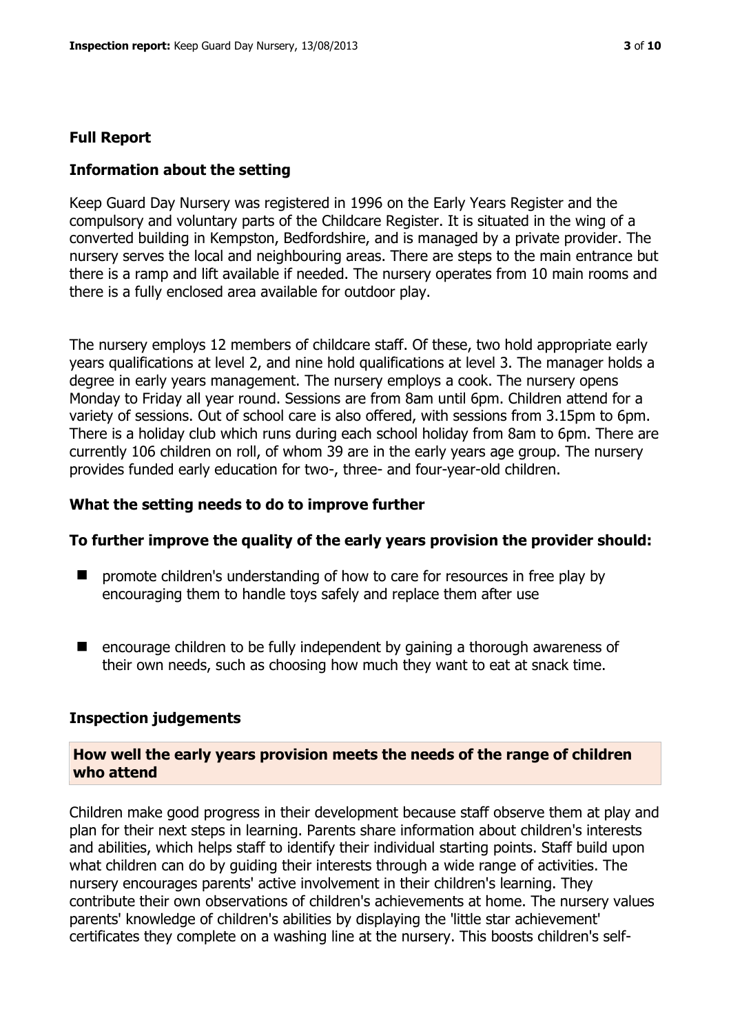## Full Report

### Information about the setting

Keep Guard Day Nursery was registered in 1996 on the Early Years Register and the compulsory and voluntary parts of the Childcare Register. It is situated in the wing of a converted building in Kempston, Bedfordshire, and is managed by a private provider. The nursery serves the local and neighbouring areas. There are steps to the main entrance but there is a ramp and lift available if needed. The nursery operates from 10 main rooms and there is a fully enclosed area available for outdoor play.

The nursery employs 12 members of childcare staff. Of these, two hold appropriate early years qualifications at level 2, and nine hold qualifications at level 3. The manager holds a degree in early years management. The nursery employs a cook. The nursery opens Monday to Friday all year round. Sessions are from 8am until 6pm. Children attend for a variety of sessions. Out of school care is also offered, with sessions from 3.15pm to 6pm. There is a holiday club which runs during each school holiday from 8am to 6pm. There are currently 106 children on roll, of whom 39 are in the early years age group. The nursery provides funded early education for two-, three- and four-year-old children.

### What the setting needs to do to improve further

**To further improve the quality of the early years provision the provider should:**

- promote children's understanding of how to care for resources in free play by encouraging them to handle toys safely and replace them after use
- encourage children to be fully independent by gaining a thorough awareness of their own needs, such as choosing how much they want to eat at snack time.

### Inspection judgements

**How well the early years provision meets the needs of the range of children who attend**

Children make good progress in their development because staff observe them at play and plan for their next steps in learning. Parents share information about children's interests and abilities, which helps staff to identify their individual starting points. Staff build upon what children can do by guiding their interests through a wide range of activities. The nursery encourages parents' active involvement in their children's learning. They contribute their own observations of children's achievements at home. The nursery values parents' knowledge of children's abilities by displaying the 'little star achievement' certificates they complete on a washing line at the nursery. This boosts children's self-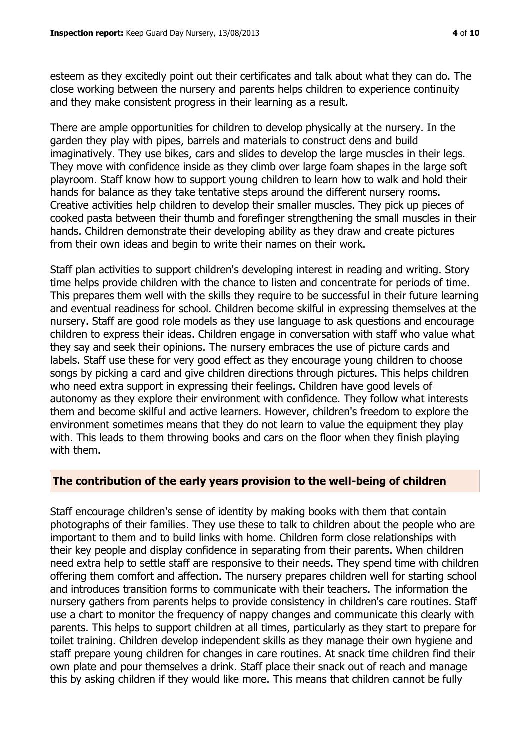esteem as they excitedly point out their certificates and talk about what they can do. The close working between the nursery and parents helps children to experience continuity and they make consistent progress in their learning as a result.

There are ample opportunities for children to develop physically at the nursery. In the garden they play with pipes, barrels and materials to construct dens and build imaginatively. They use bikes, cars and slides to develop the large muscles in their legs. They move with confidence inside as they climb over large foam shapes in the large soft playroom. Staff know how to support young children to learn how to walk and hold their hands for balance as they take tentative steps around the different nursery rooms. Creative activities help children to develop their smaller muscles. They pick up pieces of cooked pasta between their thumb and forefinger strengthening the small muscles in their hands. Children demonstrate their developing ability as they draw and create pictures from their own ideas and begin to write their names on their work.

Staff plan activities to support children's developing interest in reading and writing. Story time helps provide children with the chance to listen and concentrate for periods of time. This prepares them well with the skills they require to be successful in their future learning and eventual readiness for school. Children become skilful in expressing themselves at the nursery. Staff are good role models as they use language to ask questions and encourage children to express their ideas. Children engage in conversation with staff who value what they say and seek their opinions. The nursery embraces the use of picture cards and labels. Staff use these for very good effect as they encourage young children to choose songs by picking a card and give children directions through pictures. This helps children who need extra support in expressing their feelings. Children have good levels of autonomy as they explore their environment with confidence. They follow what interests them and become skilful and active learners. However, children's freedom to explore the environment sometimes means that they do not learn to value the equipment they play with. This leads to them throwing books and cars on the floor when they finish playing with them.

## The contribution of the early years provision to the well-being of children

Staff encourage children's sense of identity by making books with them that contain photographs of their families. They use these to talk to children about the people who are important to them and to build links with home. Children form close relationships with their key people and display confidence in separating from their parents. When children need extra help to settle staff are responsive to their needs. They spend time with children offering them comfort and affection. The nursery prepares children well for starting school and introduces transition forms to communicate with their teachers. The information the nursery gathers from parents helps to provide consistency in children's care routines. Staff use a chart to monitor the frequency of nappy changes and communicate this clearly with parents. This helps to support children at all times, particularly as they start to prepare for toilet training. Children develop independent skills as they manage their own hygiene and staff prepare young children for changes in care routines. At snack time children find their own plate and pour themselves a drink. Staff place their snack out of reach and manage this by asking children if they would like more. This means that children cannot be fully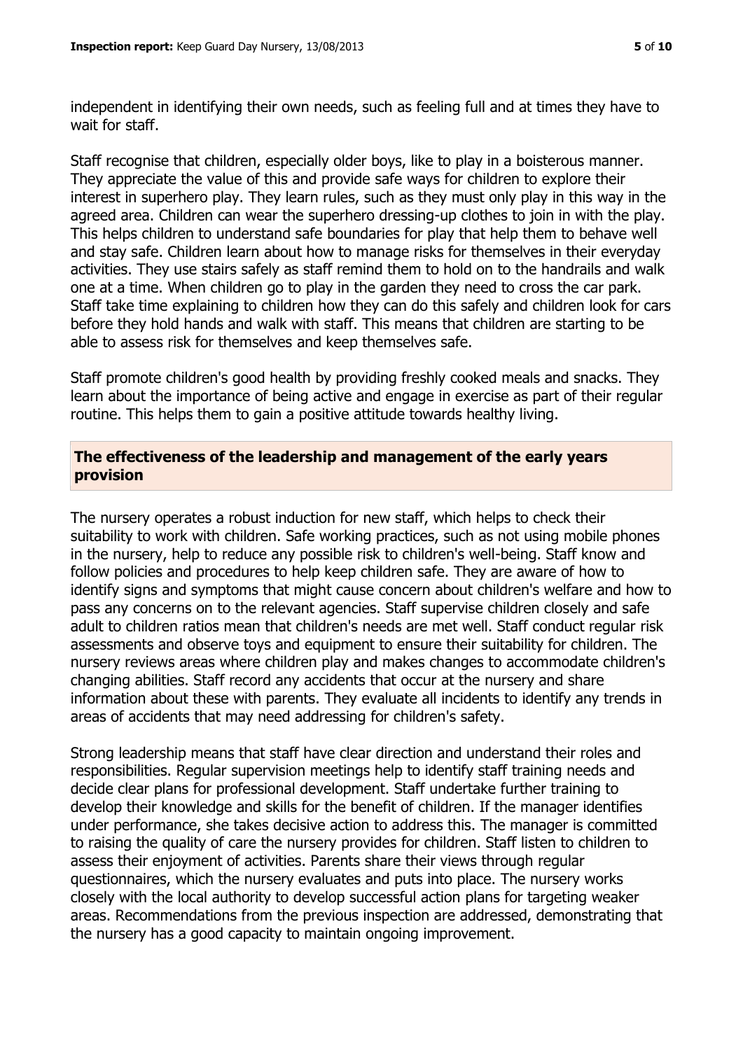independent in identifying their own needs, such as feeling full and at times they have to wait for staff.

Staff recognise that children, especially older boys, like to play in a boisterous manner. They appreciate the value of this and provide safe ways for children to explore their interest in superhero play. They learn rules, such as they must only play in this way in the agreed area. Children can wear the superhero dressing-up clothes to join in with the play. This helps children to understand safe boundaries for play that help them to behave well and stay safe. Children learn about how to manage risks for themselves in their everyday activities. They use stairs safely as staff remind them to hold on to the handrails and walk one at a time. When children go to play in the garden they need to cross the car park. Staff take time explaining to children how they can do this safely and children look for cars before they hold hands and walk with staff. This means that children are starting to be able to assess risk for themselves and keep themselves safe.

Staff promote children's good health by providing freshly cooked meals and snacks. They learn about the importance of being active and engage in exercise as part of their regular routine. This helps them to gain a positive attitude towards healthy living.

## The effectiveness of the leadership and management of the early years provision

The nursery operates a robust induction for new staff, which helps to check their suitability to work with children. Safe working practices, such as not using mobile phones in the nursery, help to reduce any possible risk to children's well-being. Staff know and follow policies and procedures to help keep children safe. They are aware of how to identify signs and symptoms that might cause concern about children's welfare and how to pass any concerns on to the relevant agencies. Staff supervise children closely and safe adult to children ratios mean that children's needs are met well. Staff conduct regular risk assessments and observe toys and equipment to ensure their suitability for children. The nursery reviews areas where children play and makes changes to accommodate children's changing abilities. Staff record any accidents that occur at the nursery and share information about these with parents. They evaluate all incidents to identify any trends in areas of accidents that may need addressing for children's safety.

Strong leadership means that staff have clear direction and understand their roles and responsibilities. Regular supervision meetings help to identify staff training needs and decide clear plans for professional development. Staff undertake further training to develop their knowledge and skills for the benefit of children. If the manager identifies under performance, she takes decisive action to address this. The manager is committed to raising the quality of care the nursery provides for children. Staff listen to children to assess their enjoyment of activities. Parents share their views through regular questionnaires, which the nursery evaluates and puts into place. The nursery works closely with the local authority to develop successful action plans for targeting weaker areas. Recommendations from the previous inspection are addressed, demonstrating that the nursery has a good capacity to maintain ongoing improvement.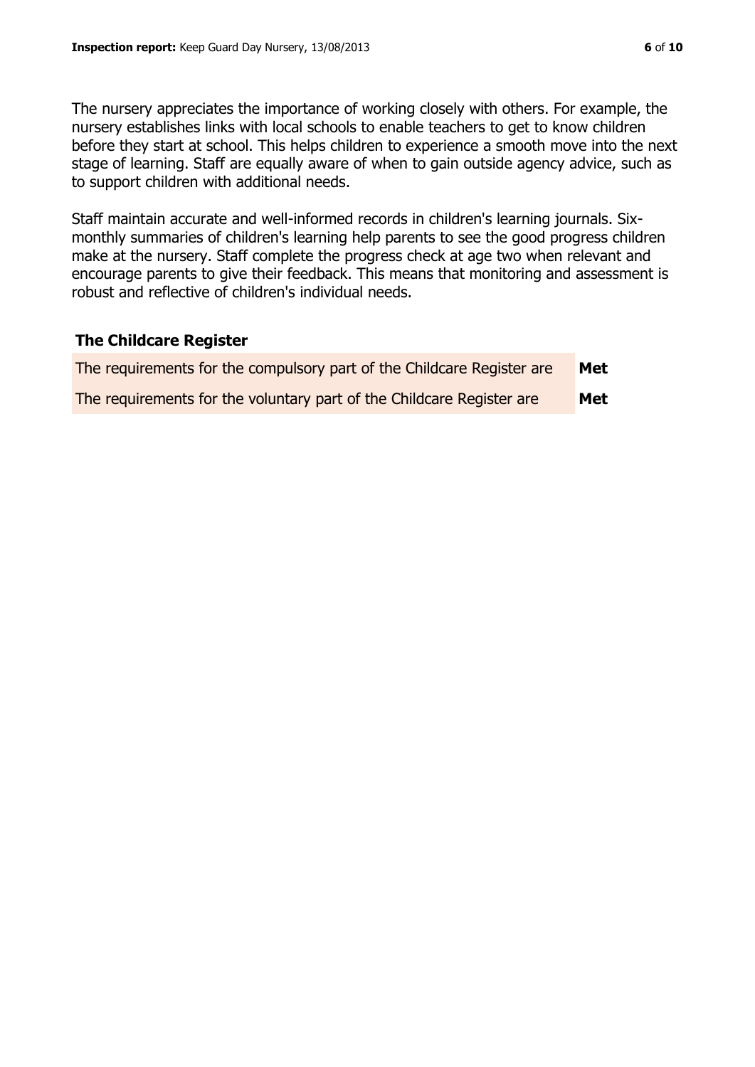The nursery appreciates the importance of working closely with others. For example, the nursery establishes links with local schools to enable teachers to get to know children before they start at school. This helps children to experience a smooth move into the next stage of learning. Staff are equally aware of when to gain outside agency advice, such as to support children with additional needs.

Staff maintain accurate and well-informed records in children's learning journals. Six-monthly summaries of children's learning help parents to see the good progress children make at the nursery. Staff complete the progress check at age two when relevant and encourage parents to give their feedback. This means that monitoring and assessment is robust and reflective of children's individual needs.

## The Childcare Register

| | |
|---|---|
| The requirements for the compulsory part of the Childcare Register are | **Met** |
| The requirements for the voluntary part of the Childcare Register are | **Met** |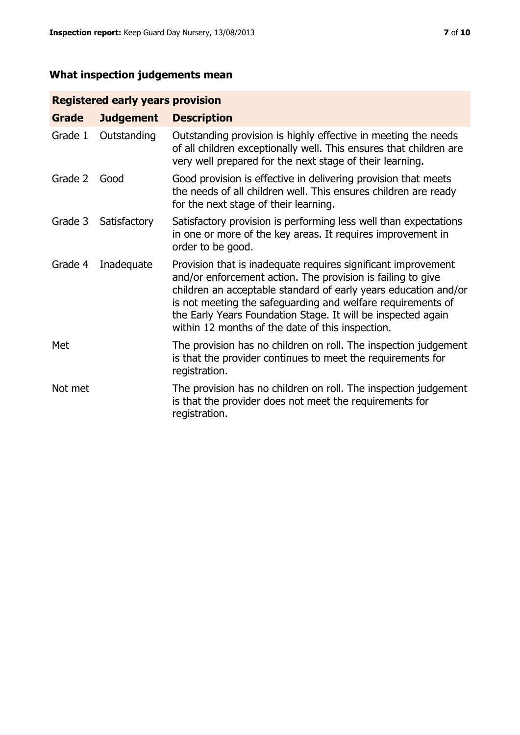## What inspection judgements mean

| Registered early years provision | | |
|---|---|---|
| **Grade** | **Judgement** | **Description** |
| Grade 1 | Outstanding | Outstanding provision is highly effective in meeting the needs of all children exceptionally well. This ensures that children are very well prepared for the next stage of their learning. |
| Grade 2 | Good | Good provision is effective in delivering provision that meets the needs of all children well. This ensures children are ready for the next stage of their learning. |
| Grade 3 | Satisfactory | Satisfactory provision is performing less well than expectations in one or more of the key areas. It requires improvement in order to be good. |
| Grade 4 | Inadequate | Provision that is inadequate requires significant improvement and/or enforcement action. The provision is failing to give children an acceptable standard of early years education and/or is not meeting the safeguarding and welfare requirements of the Early Years Foundation Stage. It will be inspected again within 12 months of the date of this inspection. |
| Met | | The provision has no children on roll. The inspection judgement is that the provider continues to meet the requirements for registration. |
| Not met | | The provision has no children on roll. The inspection judgement is that the provider does not meet the requirements for registration. |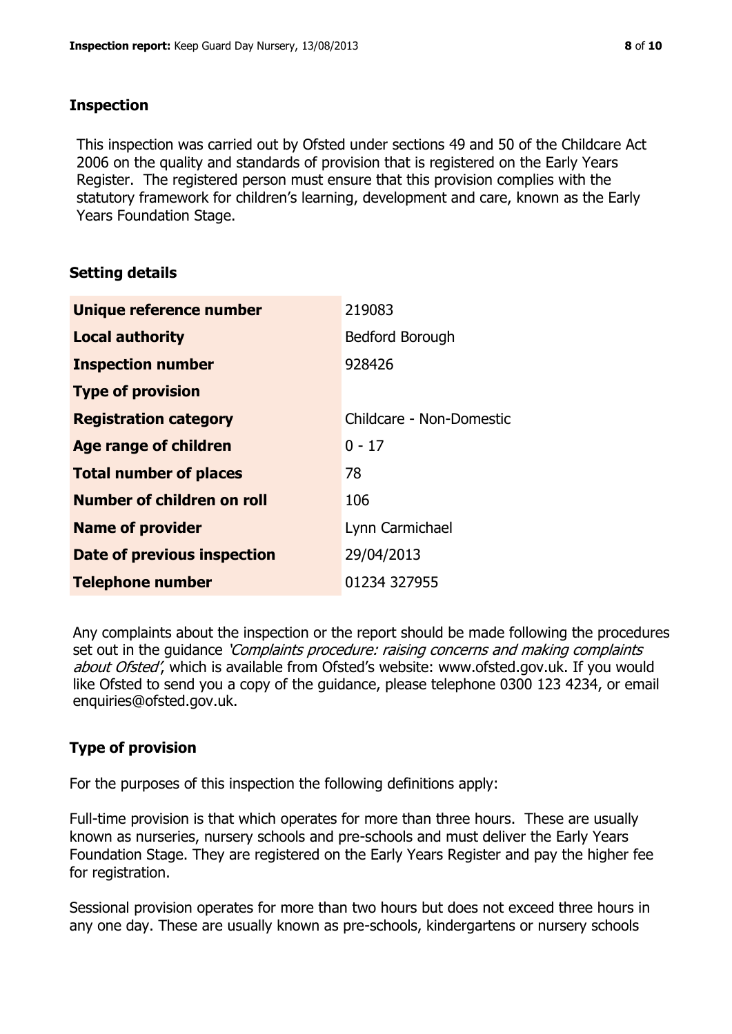## Inspection

This inspection was carried out by Ofsted under sections 49 and 50 of the Childcare Act 2006 on the quality and standards of provision that is registered on the Early Years Register. The registered person must ensure that this provision complies with the statutory framework for children's learning, development and care, known as the Early Years Foundation Stage.

## Setting details

| | |
|---|---|
| **Unique reference number** | 219083 |
| **Local authority** | Bedford Borough |
| **Inspection number** | 928426 |
| **Type of provision** | |
| **Registration category** | Childcare - Non-Domestic |
| **Age range of children** | 0 - 17 |
| **Total number of places** | 78 |
| **Number of children on roll** | 106 |
| **Name of provider** | Lynn Carmichael |
| **Date of previous inspection** | 29/04/2013 |
| **Telephone number** | 01234 327955 |

Any complaints about the inspection or the report should be made following the procedures set out in the guidance *'Complaints procedure: raising concerns and making complaints about Ofsted'*, which is available from Ofsted's website: www.ofsted.gov.uk. If you would like Ofsted to send you a copy of the guidance, please telephone 0300 123 4234, or email enquiries@ofsted.gov.uk.

## Type of provision

For the purposes of this inspection the following definitions apply:

Full-time provision is that which operates for more than three hours. These are usually known as nurseries, nursery schools and pre-schools and must deliver the Early Years Foundation Stage. They are registered on the Early Years Register and pay the higher fee for registration.

Sessional provision operates for more than two hours but does not exceed three hours in any one day. These are usually known as pre-schools, kindergartens or nursery schools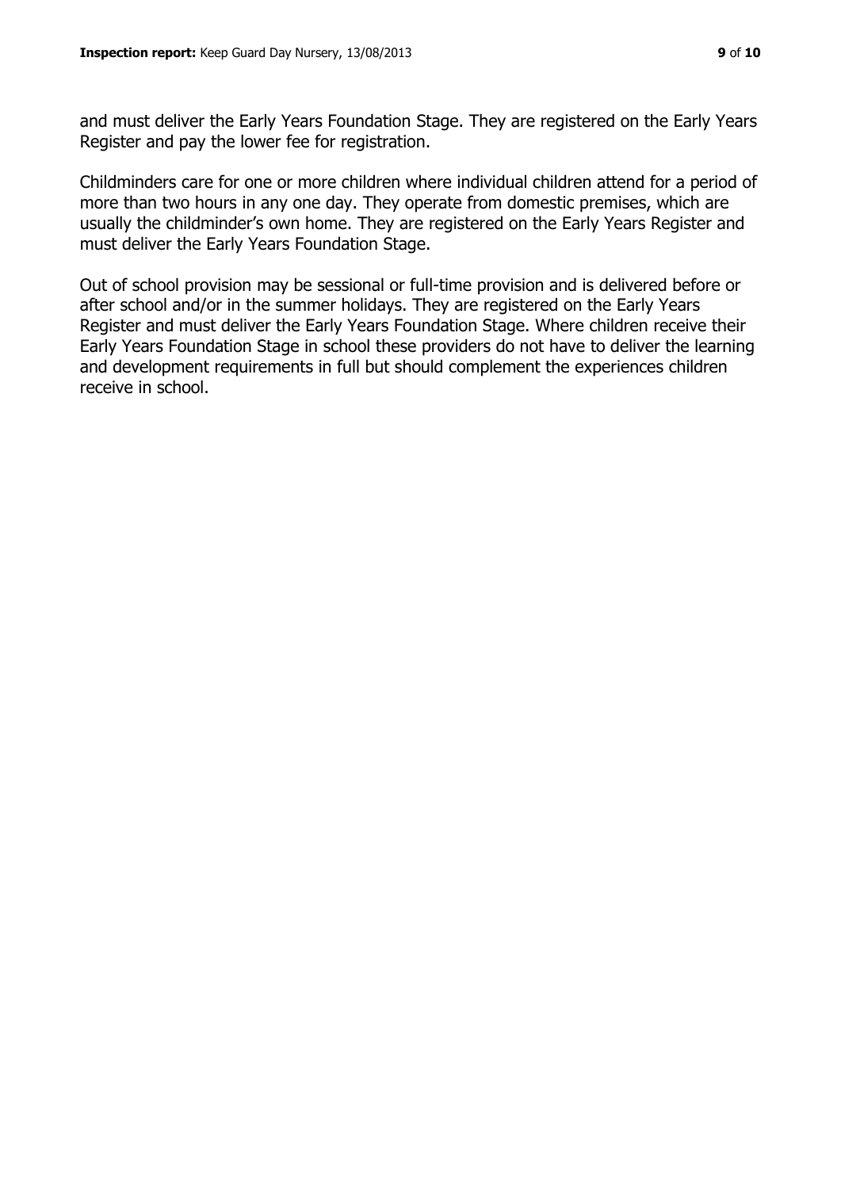and must deliver the Early Years Foundation Stage. They are registered on the Early Years Register and pay the lower fee for registration.

Childminders care for one or more children where individual children attend for a period of more than two hours in any one day. They operate from domestic premises, which are usually the childminder's own home. They are registered on the Early Years Register and must deliver the Early Years Foundation Stage.

Out of school provision may be sessional or full-time provision and is delivered before or after school and/or in the summer holidays. They are registered on the Early Years Register and must deliver the Early Years Foundation Stage. Where children receive their Early Years Foundation Stage in school these providers do not have to deliver the learning and development requirements in full but should complement the experiences children receive in school.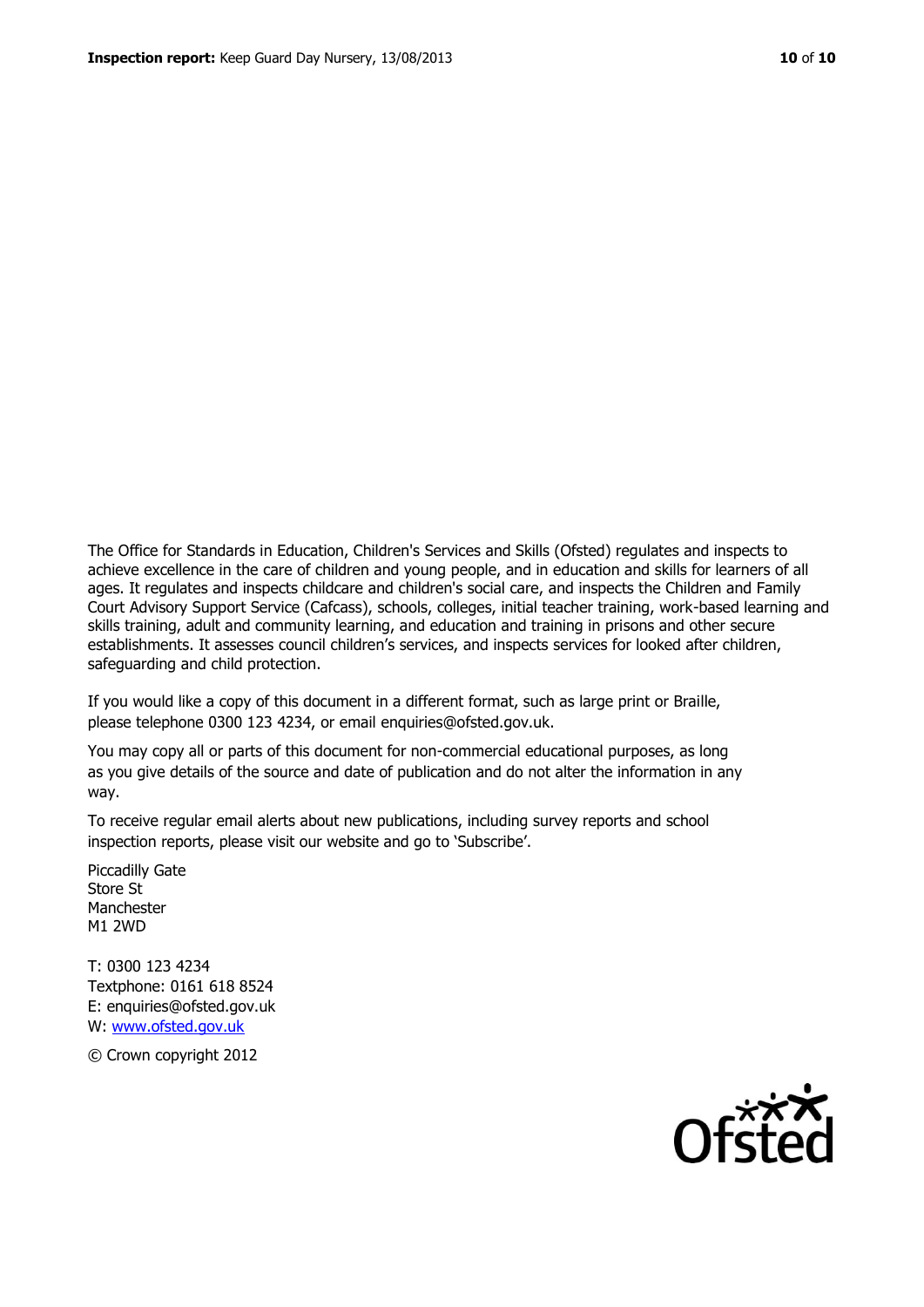The Office for Standards in Education, Children's Services and Skills (Ofsted) regulates and inspects to achieve excellence in the care of children and young people, and in education and skills for learners of all ages. It regulates and inspects childcare and children's social care, and inspects the Children and Family Court Advisory Support Service (Cafcass), schools, colleges, initial teacher training, work-based learning and skills training, adult and community learning, and education and training in prisons and other secure establishments. It assesses council children's services, and inspects services for looked after children, safeguarding and child protection.

If you would like a copy of this document in a different format, such as large print or Braille, please telephone 0300 123 4234, or email enquiries@ofsted.gov.uk.

You may copy all or parts of this document for non-commercial educational purposes, as long as you give details of the source and date of publication and do not alter the information in any way.

To receive regular email alerts about new publications, including survey reports and school inspection reports, please visit our website and go to 'Subscribe'.

Piccadilly Gate
Store St
Manchester
M1 2WD

T: 0300 123 4234
Textphone: 0161 618 8524
E: enquiries@ofsted.gov.uk
W: www.ofsted.gov.uk

© Crown copyright 2012

Ofsted